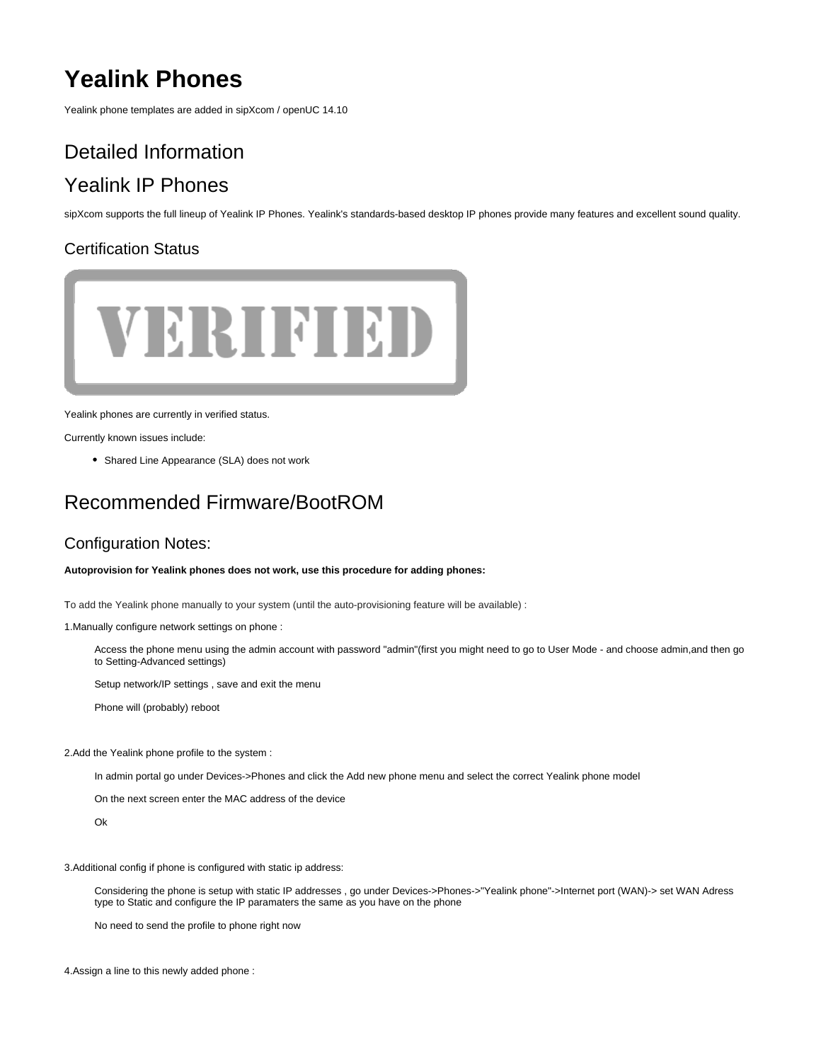# Yealink Phones

Yealink phone templates are added in sipXcom / openUC 14.10

## Detailed Information

## Yealink IP Phones

sipXcom supports the full lineup of Yealink IP Phones. Yealink's standards-based desktop IP phones provide many features and excellent sound quality.

### Certification Status

Yealink phones are currently in verified status.

Currently known issues include:

- Shared Line Appearance (SLA) does not work

## Recommended Firmware/BootROM

### Configuration Notes:

**Autoprovision for Yealink phones does not work, use this procedure for adding phones:**

To add the Yealink phone manually to your system (until the auto-provisioning feature will be available) :

1.Manually configure network settings on phone :

> Access the phone menu using the admin account with password "admin"(first you might need to go to User Mode - and choose admin,and then go to Setting-Advanced settings)
>
> Setup network/IP settings , save and exit the menu
>
> Phone will (probably) reboot

2.Add the Yealink phone profile to the system :

> In admin portal go under Devices->Phones and click the Add new phone menu and select the correct Yealink phone model
>
> On the next screen enter the MAC address of the device
>
> Ok

3.Additional config if phone is configured with static ip address:

> Considering the phone is setup with static IP addresses , go under Devices->Phones->"Yealink phone"->Internet port (WAN)-> set WAN Adress type to Static and configure the IP paramaters the same as you have on the phone
>
> No need to send the profile to phone right now

4.Assign a line to this newly added phone :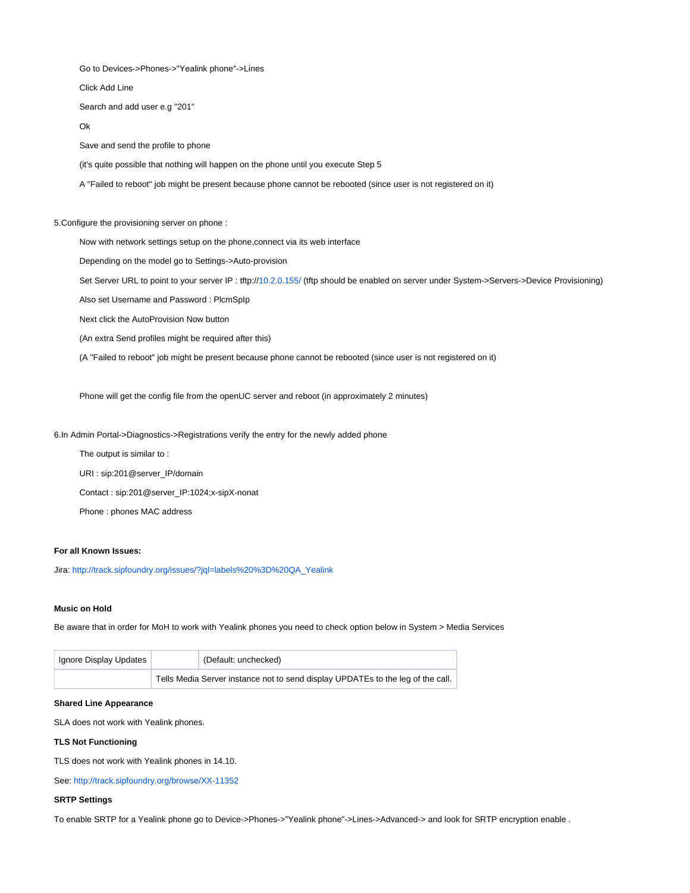Go to Devices->Phones->"Yealink phone"->Lines

Click Add Line

Search and add user e.g "201"

Ok

Save and send the profile to phone

(it's quite possible that nothing will happen on the phone until you execute Step 5

A "Failed to reboot" job might be present because phone cannot be rebooted (since user is not registered on it)

5.Configure the provisioning server on phone :

Now with network settings setup on the phone,connect via its web interface

Depending on the model go to Settings->Auto-provision

Set Server URL to point to your server IP : tftp://10.2.0.155/ (tftp should be enabled on server under System->Servers->Device Provisioning)

Also set Username and Password : PlcmSpIp

Next click the AutoProvision Now button

(An extra Send profiles might be required after this)

(A "Failed to reboot" job might be present because phone cannot be rebooted (since user is not registered on it)

Phone will get the config file from the openUC server and reboot (in approximately 2 minutes)

6.In Admin Portal->Diagnostics->Registrations verify the entry for the newly added phone

The output is similar to :

URI : sip:201@server_IP/domain

Contact : sip:201@server_IP:1024;x-sipX-nonat

Phone : phones MAC address

**For all Known Issues:**

Jira: http://track.sipfoundry.org/issues/?jql=labels%20%3D%20QA_Yealink

**Music on Hold**

Be aware that in order for MoH to work with Yealink phones you need to check option below in System > Media Services

| Ignore Display Updates | | (Default: unchecked) |
|---|---|---|
| | Tells Media Server instance not to send display UPDATEs to the leg of the call. | |

**Shared Line Appearance**

SLA does not work with Yealink phones.

**TLS Not Functioning**

TLS does not work with Yealink phones in 14.10.

See: http://track.sipfoundry.org/browse/XX-11352

**SRTP Settings**

To enable SRTP for a Yealink phone go to Device->Phones->"Yealink phone"->Lines->Advanced-> and look for SRTP encryption enable .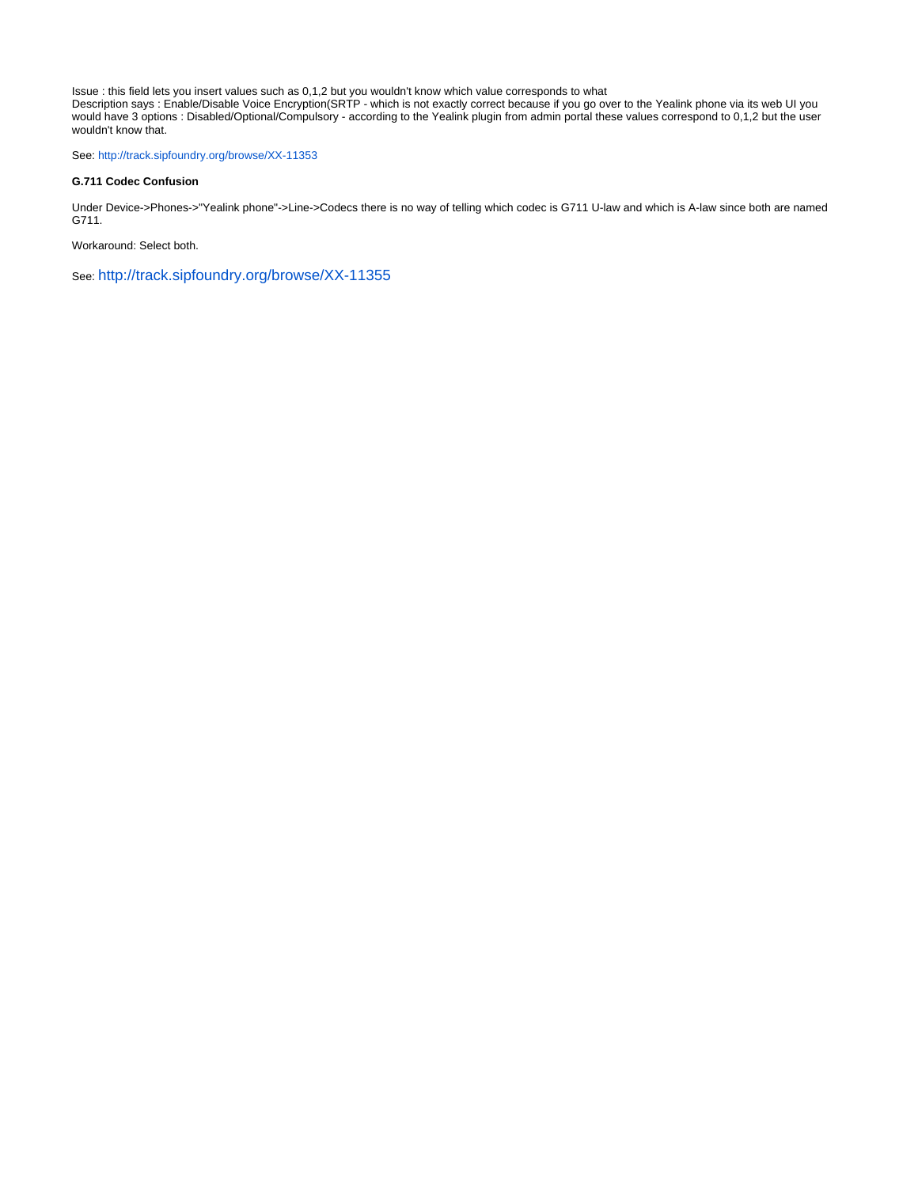Issue : this field lets you insert values such as 0,1,2 but you wouldn't know which value corresponds to what
Description says : Enable/Disable Voice Encryption(SRTP - which is not exactly correct because if you go over to the Yealink phone via its web UI you would have 3 options : Disabled/Optional/Compulsory - according to the Yealink plugin from admin portal these values correspond to 0,1,2 but the user wouldn't know that.

See: http://track.sipfoundry.org/browse/XX-11353

**G.711 Codec Confusion**

Under Device->Phones->"Yealink phone"->Line->Codecs there is no way of telling which codec is G711 U-law and which is A-law since both are named G711.

Workaround: Select both.

See: http://track.sipfoundry.org/browse/XX-11355